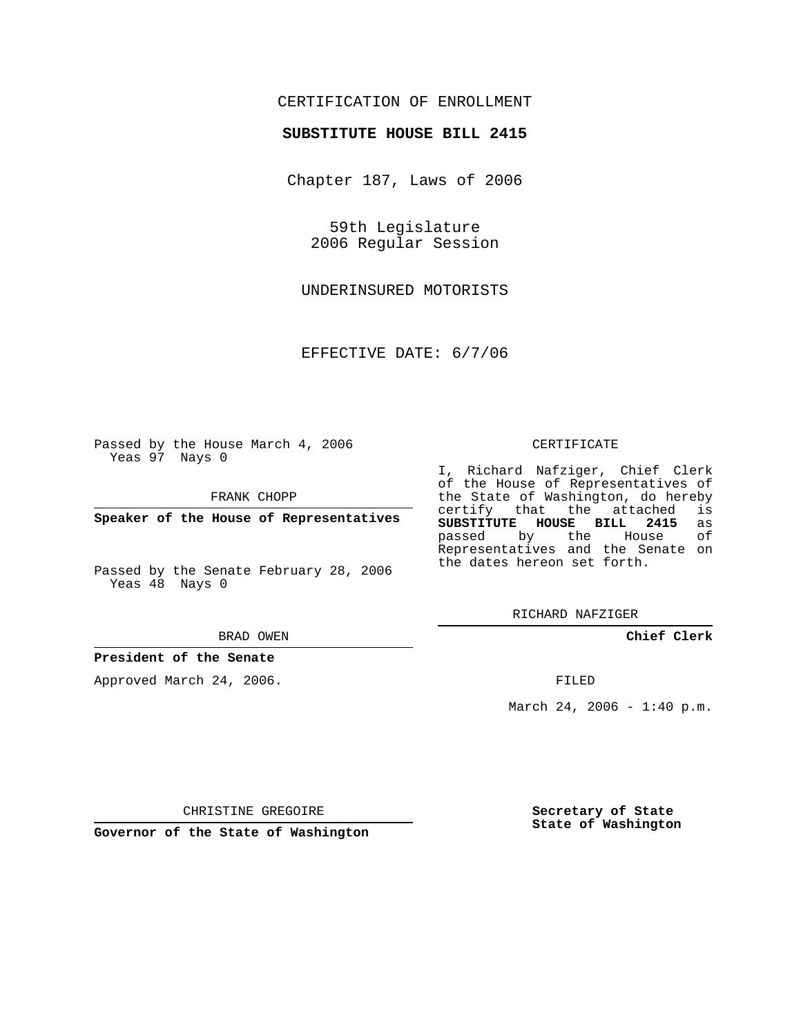CERTIFICATION OF ENROLLMENT

**SUBSTITUTE HOUSE BILL 2415**

Chapter 187, Laws of 2006

59th Legislature
2006 Regular Session

UNDERINSURED MOTORISTS

EFFECTIVE DATE: 6/7/06

Passed by the House March 4, 2006
Yeas 97 Nays 0

FRANK CHOPP

**Speaker of the House of Representatives**

Passed by the Senate February 28, 2006
Yeas 48 Nays 0

BRAD OWEN

**President of the Senate**

Approved March 24, 2006.

CHRISTINE GREGOIRE

**Governor of the State of Washington**

CERTIFICATE

I, Richard Nafziger, Chief Clerk of the House of Representatives of the State of Washington, do hereby certify that the attached is **SUBSTITUTE HOUSE BILL 2415** as passed by the House of Representatives and the Senate on the dates hereon set forth.

RICHARD NAFZIGER

**Chief Clerk**

FILED

March 24, 2006 - 1:40 p.m.

**Secretary of State**
**State of Washington**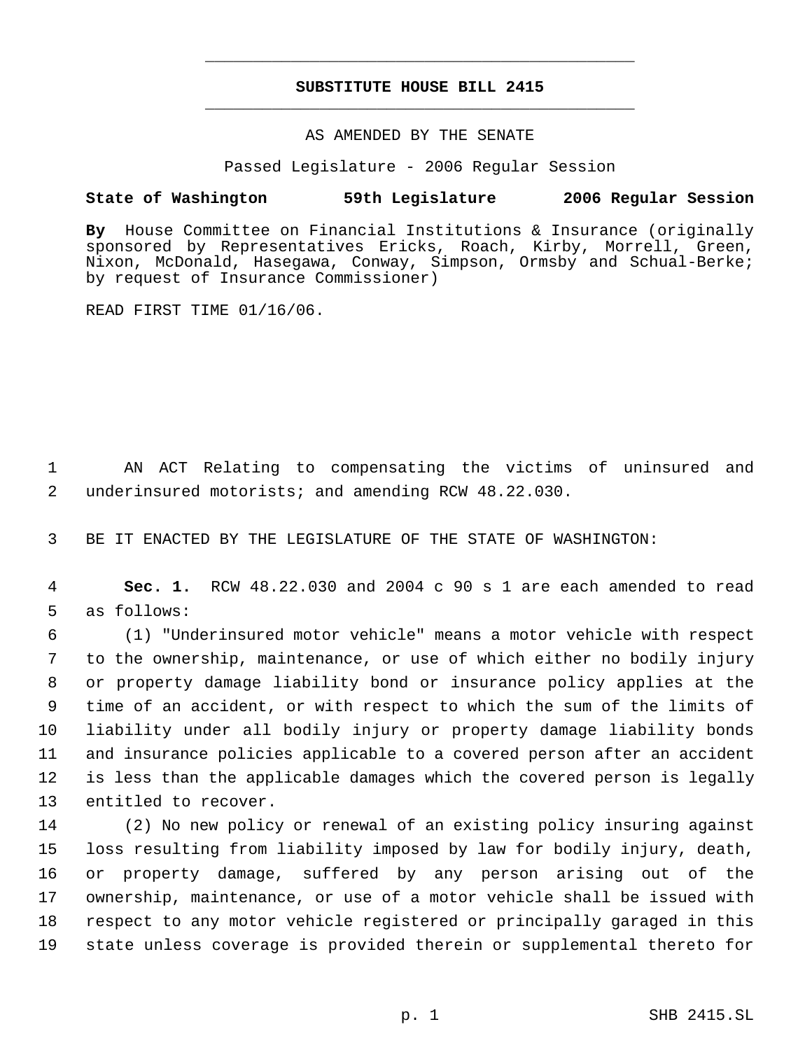# SUBSTITUTE HOUSE BILL 2415

AS AMENDED BY THE SENATE

Passed Legislature - 2006 Regular Session

**State of Washington 59th Legislature 2006 Regular Session**

**By** House Committee on Financial Institutions & Insurance (originally sponsored by Representatives Ericks, Roach, Kirby, Morrell, Green, Nixon, McDonald, Hasegawa, Conway, Simpson, Ormsby and Schual-Berke; by request of Insurance Commissioner)

READ FIRST TIME 01/16/06.

AN ACT Relating to compensating the victims of uninsured and underinsured motorists; and amending RCW 48.22.030.

BE IT ENACTED BY THE LEGISLATURE OF THE STATE OF WASHINGTON:

**Sec. 1.** RCW 48.22.030 and 2004 c 90 s 1 are each amended to read as follows:

(1) "Underinsured motor vehicle" means a motor vehicle with respect to the ownership, maintenance, or use of which either no bodily injury or property damage liability bond or insurance policy applies at the time of an accident, or with respect to which the sum of the limits of liability under all bodily injury or property damage liability bonds and insurance policies applicable to a covered person after an accident is less than the applicable damages which the covered person is legally entitled to recover.

(2) No new policy or renewal of an existing policy insuring against loss resulting from liability imposed by law for bodily injury, death, or property damage, suffered by any person arising out of the ownership, maintenance, or use of a motor vehicle shall be issued with respect to any motor vehicle registered or principally garaged in this state unless coverage is provided therein or supplemental thereto for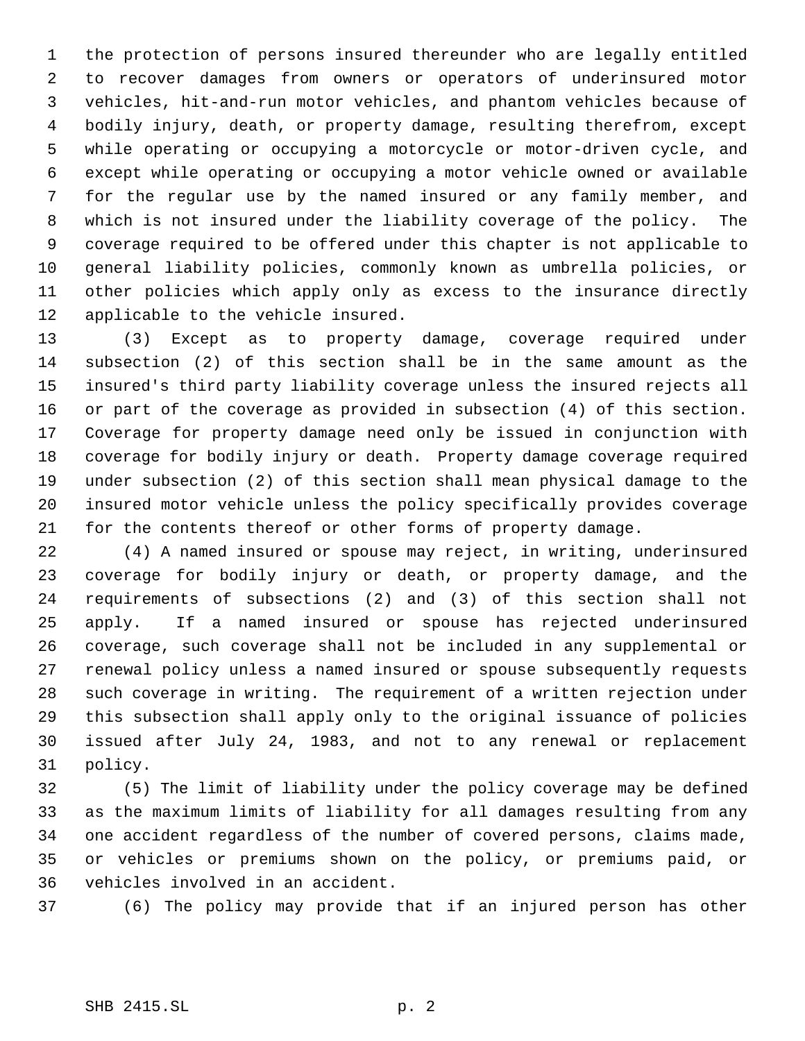the protection of persons insured thereunder who are legally entitled to recover damages from owners or operators of underinsured motor vehicles, hit-and-run motor vehicles, and phantom vehicles because of bodily injury, death, or property damage, resulting therefrom, except while operating or occupying a motorcycle or motor-driven cycle, and except while operating or occupying a motor vehicle owned or available for the regular use by the named insured or any family member, and which is not insured under the liability coverage of the policy. The coverage required to be offered under this chapter is not applicable to general liability policies, commonly known as umbrella policies, or other policies which apply only as excess to the insurance directly applicable to the vehicle insured.

(3) Except as to property damage, coverage required under subsection (2) of this section shall be in the same amount as the insured's third party liability coverage unless the insured rejects all or part of the coverage as provided in subsection (4) of this section. Coverage for property damage need only be issued in conjunction with coverage for bodily injury or death. Property damage coverage required under subsection (2) of this section shall mean physical damage to the insured motor vehicle unless the policy specifically provides coverage for the contents thereof or other forms of property damage.

(4) A named insured or spouse may reject, in writing, underinsured coverage for bodily injury or death, or property damage, and the requirements of subsections (2) and (3) of this section shall not apply. If a named insured or spouse has rejected underinsured coverage, such coverage shall not be included in any supplemental or renewal policy unless a named insured or spouse subsequently requests such coverage in writing. The requirement of a written rejection under this subsection shall apply only to the original issuance of policies issued after July 24, 1983, and not to any renewal or replacement policy.

(5) The limit of liability under the policy coverage may be defined as the maximum limits of liability for all damages resulting from any one accident regardless of the number of covered persons, claims made, or vehicles or premiums shown on the policy, or premiums paid, or vehicles involved in an accident.

(6) The policy may provide that if an injured person has other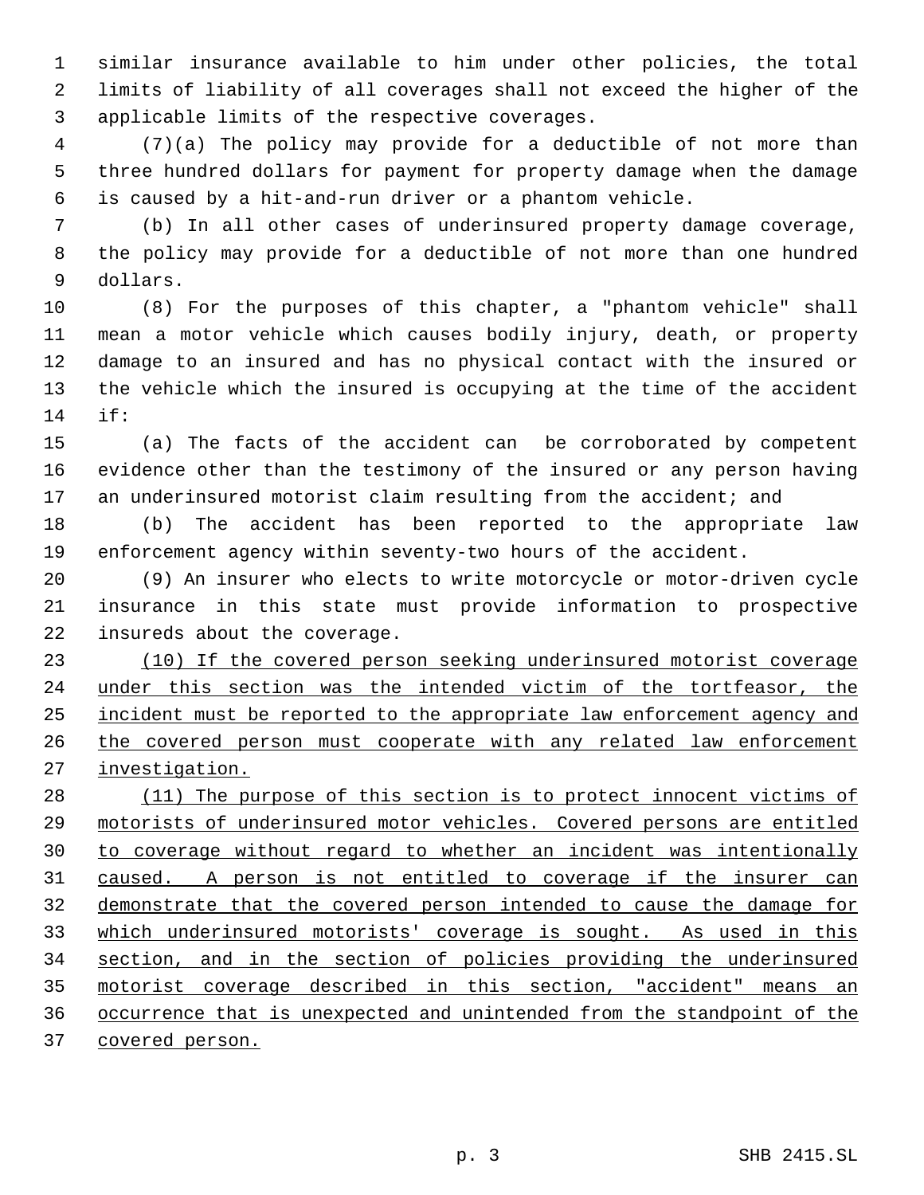similar insurance available to him under other policies, the total limits of liability of all coverages shall not exceed the higher of the applicable limits of the respective coverages.

(7)(a) The policy may provide for a deductible of not more than three hundred dollars for payment for property damage when the damage is caused by a hit-and-run driver or a phantom vehicle.

(b) In all other cases of underinsured property damage coverage, the policy may provide for a deductible of not more than one hundred dollars.

(8) For the purposes of this chapter, a "phantom vehicle" shall mean a motor vehicle which causes bodily injury, death, or property damage to an insured and has no physical contact with the insured or the vehicle which the insured is occupying at the time of the accident if:

(a) The facts of the accident can be corroborated by competent evidence other than the testimony of the insured or any person having an underinsured motorist claim resulting from the accident; and

(b) The accident has been reported to the appropriate law enforcement agency within seventy-two hours of the accident.

(9) An insurer who elects to write motorcycle or motor-driven cycle insurance in this state must provide information to prospective insureds about the coverage.

<u>(10) If the covered person seeking underinsured motorist coverage under this section was the intended victim of the tortfeasor, the incident must be reported to the appropriate law enforcement agency and the covered person must cooperate with any related law enforcement investigation.</u>

<u>(11) The purpose of this section is to protect innocent victims of motorists of underinsured motor vehicles. Covered persons are entitled to coverage without regard to whether an incident was intentionally caused. A person is not entitled to coverage if the insurer can demonstrate that the covered person intended to cause the damage for which underinsured motorists' coverage is sought. As used in this section, and in the section of policies providing the underinsured motorist coverage described in this section, "accident" means an occurrence that is unexpected and unintended from the standpoint of the covered person.</u>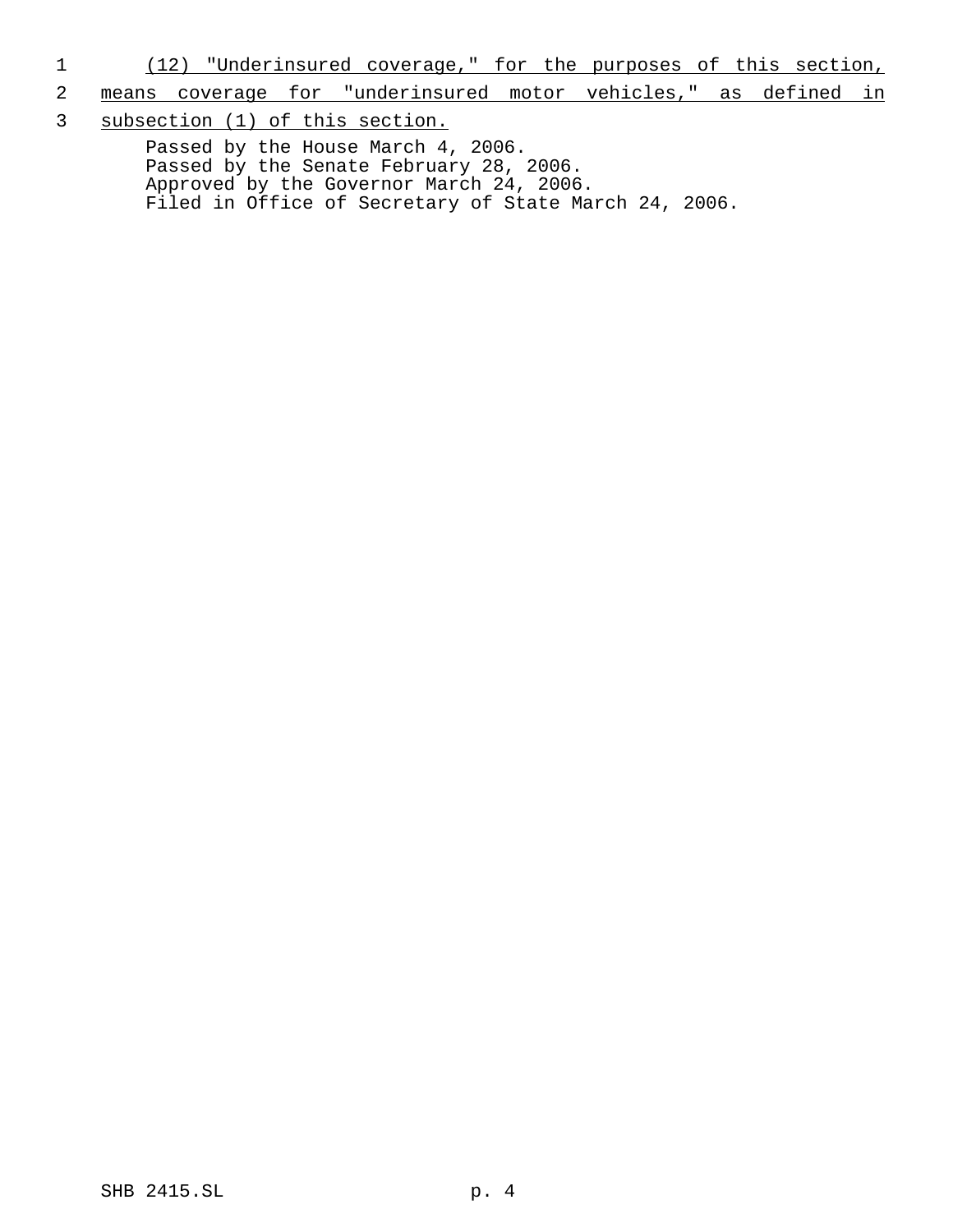(12) "Underinsured coverage," for the purposes of this section, means coverage for "underinsured motor vehicles," as defined in subsection (1) of this section.

Passed by the House March 4, 2006.
Passed by the Senate February 28, 2006.
Approved by the Governor March 24, 2006.
Filed in Office of Secretary of State March 24, 2006.